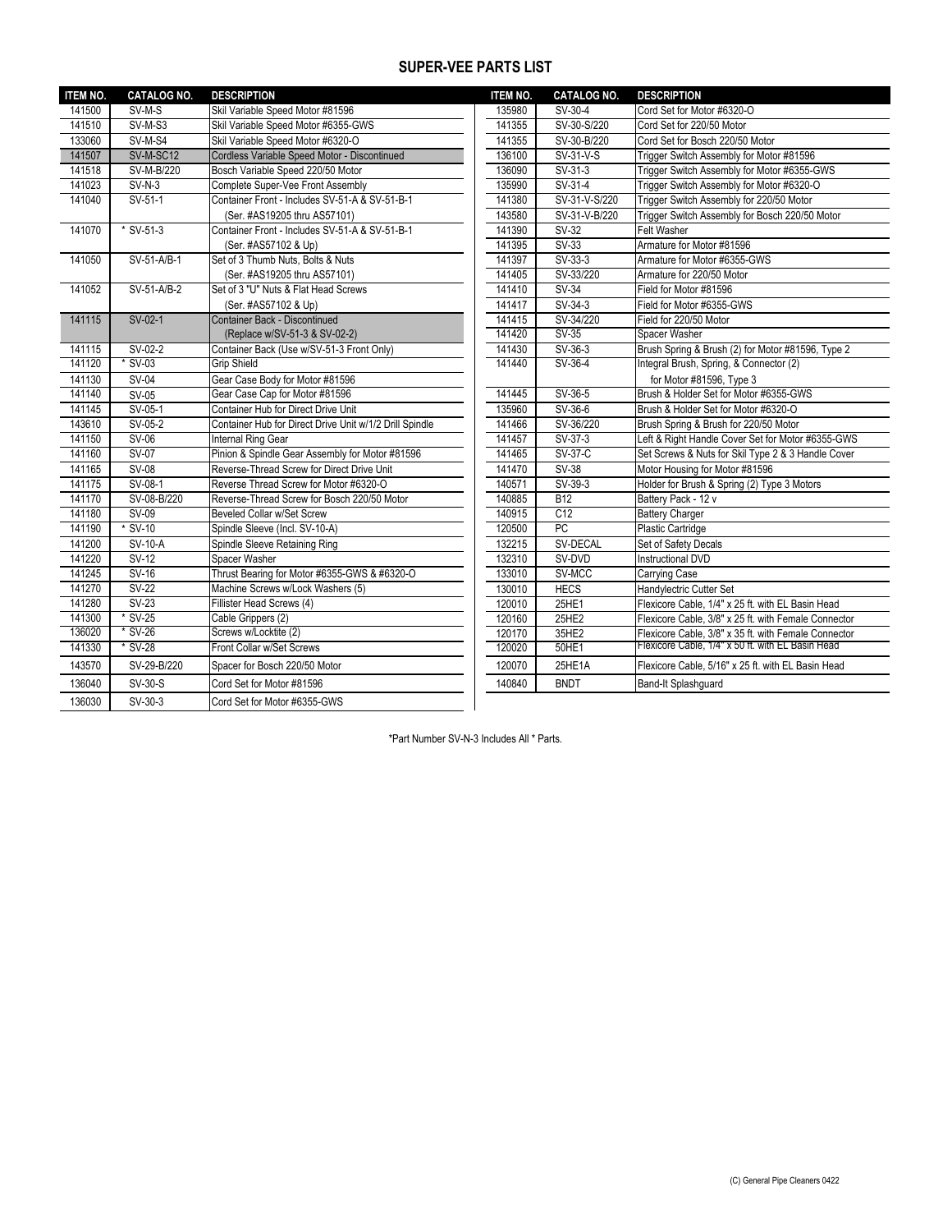## SUPER-VEE PARTS LIST

| ITEM NO. | CATALOG NO. | DESCRIPTION |
|---|---|---|
| 141500 | SV-M-S | Skil Variable Speed Motor #81596 |
| 141510 | SV-M-S3 | Skil Variable Speed Motor #6355-GWS |
| 133060 | SV-M-S4 | Skil Variable Speed Motor #6320-O |
| 141507 | SV-M-SC12 | Cordless Variable Speed Motor - Discontinued |
| 141518 | SV-M-B/220 | Bosch Variable Speed 220/50 Motor |
| 141023 | SV-N-3 | Complete Super-Vee Front Assembly |
| 141040 | SV-51-1 | Container Front - Includes SV-51-A & SV-51-B-1 (Ser. #AS19205 thru AS57101) |
| 141070 | * SV-51-3 | Container Front - Includes SV-51-A & SV-51-B-1 (Ser. #AS57102 & Up) |
| 141050 | SV-51-A/B-1 | Set of 3 Thumb Nuts, Bolts & Nuts (Ser. #AS19205 thru AS57101) |
| 141052 | SV-51-A/B-2 | Set of 3 "U" Nuts & Flat Head Screws (Ser. #AS57102 & Up) |
| 141115 | SV-02-1 | Container Back - Discontinued (Replace w/SV-51-3 & SV-02-2) |
| 141115 | SV-02-2 | Container Back (Use w/SV-51-3 Front Only) |
| 141120 | * SV-03 | Grip Shield |
| 141130 | SV-04 | Gear Case Body for Motor #81596 |
| 141140 | SV-05 | Gear Case Cap for Motor #81596 |
| 141145 | SV-05-1 | Container Hub for Direct Drive Unit |
| 143610 | SV-05-2 | Container Hub for Direct Drive Unit w/1/2 Drill Spindle |
| 141150 | SV-06 | Internal Ring Gear |
| 141160 | SV-07 | Pinion & Spindle Gear Assembly for Motor #81596 |
| 141165 | SV-08 | Reverse-Thread Screw for Direct Drive Unit |
| 141175 | SV-08-1 | Reverse Thread Screw for Motor #6320-O |
| 141170 | SV-08-B/220 | Reverse-Thread Screw for Bosch 220/50 Motor |
| 141180 | SV-09 | Beveled Collar w/Set Screw |
| 141190 | * SV-10 | Spindle Sleeve (Incl. SV-10-A) |
| 141200 | SV-10-A | Spindle Sleeve Retaining Ring |
| 141220 | SV-12 | Spacer Washer |
| 141245 | SV-16 | Thrust Bearing for Motor #6355-GWS & #6320-O |
| 141270 | SV-22 | Machine Screws w/Lock Washers (5) |
| 141280 | SV-23 | Fillister Head Screws (4) |
| 141300 | * SV-25 | Cable Grippers (2) |
| 136020 | * SV-26 | Screws w/Locktite (2) |
| 141330 | * SV-28 | Front Collar w/Set Screws |
| 143570 | SV-29-B/220 | Spacer for Bosch 220/50 Motor |
| 136040 | SV-30-S | Cord Set for Motor #81596 |
| 136030 | SV-30-3 | Cord Set for Motor #6355-GWS |
| 135980 | SV-30-4 | Cord Set for Motor #6320-O |
| 141355 | SV-30-S/220 | Cord Set for 220/50 Motor |
| 141355 | SV-30-B/220 | Cord Set for Bosch 220/50 Motor |
| 136100 | SV-31-V-S | Trigger Switch Assembly for Motor #81596 |
| 136090 | SV-31-3 | Trigger Switch Assembly for Motor #6355-GWS |
| 135990 | SV-31-4 | Trigger Switch Assembly for Motor #6320-O |
| 141380 | SV-31-V-S/220 | Trigger Switch Assembly for 220/50 Motor |
| 143580 | SV-31-V-B/220 | Trigger Switch Assembly for Bosch 220/50 Motor |
| 141390 | SV-32 | Felt Washer |
| 141395 | SV-33 | Armature for Motor #81596 |
| 141397 | SV-33-3 | Armature for Motor #6355-GWS |
| 141405 | SV-33/220 | Armature for 220/50 Motor |
| 141410 | SV-34 | Field for Motor #81596 |
| 141417 | SV-34-3 | Field for Motor #6355-GWS |
| 141415 | SV-34/220 | Field for 220/50 Motor |
| 141420 | SV-35 | Spacer Washer |
| 141430 | SV-36-3 | Brush Spring & Brush (2) for Motor #81596, Type 2 |
| 141440 | SV-36-4 | Integral Brush, Spring, & Connector (2) for Motor #81596, Type 3 |
| 141445 | SV-36-5 | Brush & Holder Set for Motor #6355-GWS |
| 135960 | SV-36-6 | Brush & Holder Set for Motor #6320-O |
| 141466 | SV-36/220 | Brush Spring & Brush for 220/50 Motor |
| 141457 | SV-37-3 | Left & Right Handle Cover Set for Motor #6355-GWS |
| 141465 | SV-37-C | Set Screws & Nuts for Skil Type 2 & 3 Handle Cover |
| 141470 | SV-38 | Motor Housing for Motor #81596 |
| 140571 | SV-39-3 | Holder for Brush & Spring (2) Type 3 Motors |
| 140885 | B12 | Battery Pack - 12 v |
| 140915 | C12 | Battery Charger |
| 120500 | PC | Plastic Cartridge |
| 132215 | SV-DECAL | Set of Safety Decals |
| 132310 | SV-DVD | Instructional DVD |
| 133010 | SV-MCC | Carrying Case |
| 130010 | HECS | Handylectric Cutter Set |
| 120010 | 25HE1 | Flexicore Cable, 1/4" x 25 ft. with EL Basin Head |
| 120160 | 25HE2 | Flexicore Cable, 3/8" x 25 ft. with Female Connector |
| 120170 | 35HE2 | Flexicore Cable, 3/8" x 35 ft. with Female Connector |
| 120020 | 50HE1 | Flexicore Cable, 1/4" x 50 ft. with EL Basin Head |
| 120070 | 25HE1A | Flexicore Cable, 5/16" x 25 ft. with EL Basin Head |
| 140840 | BNDT | Band-It Splashguard |

*Part Number SV-N-3 Includes All * Parts.

(C) General Pipe Cleaners 0422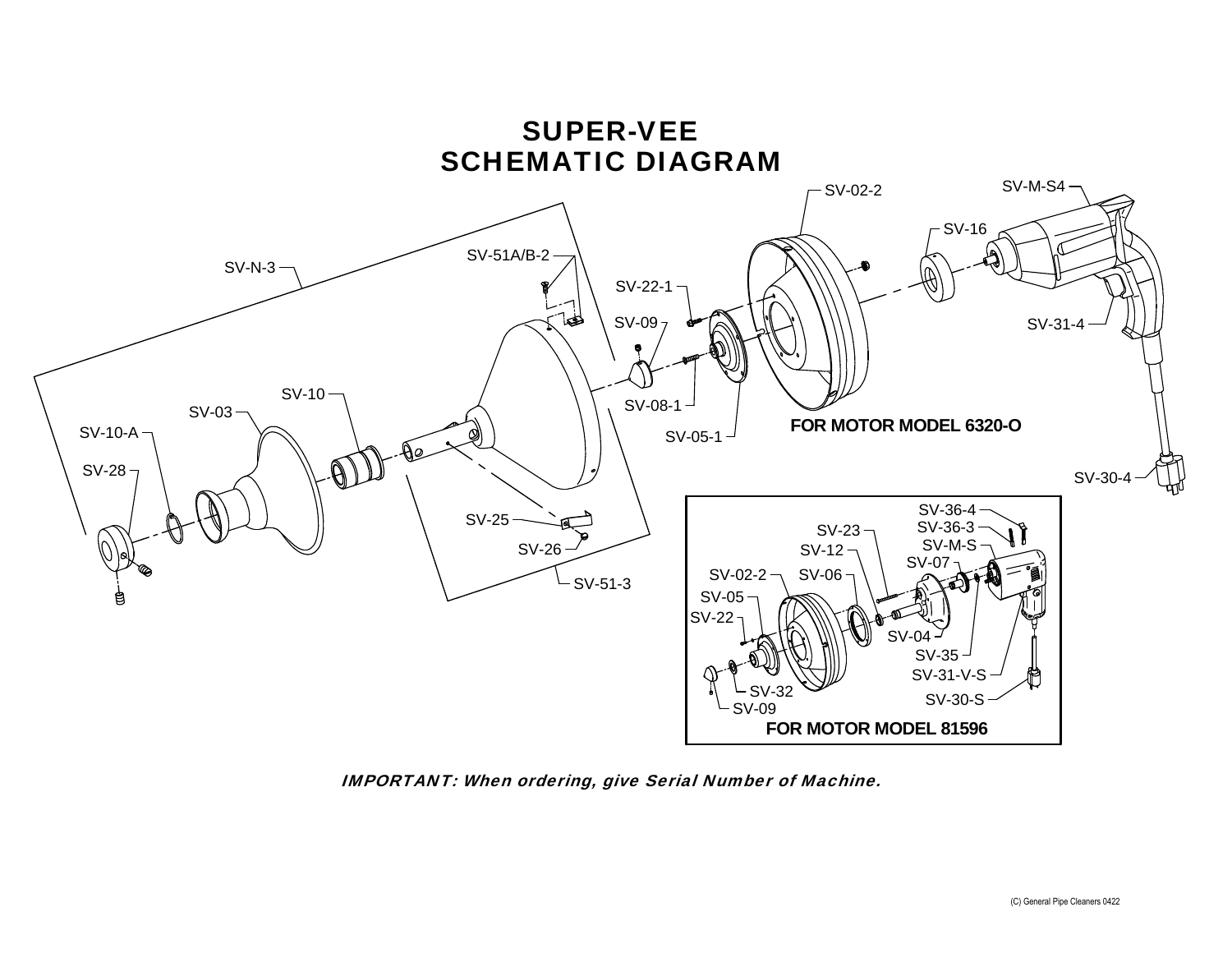# SUPER-VEE SCHEMATIC DIAGRAM

SV-N-3

SV-51A/B-2

SV-22-1

SV-09

SV-02-2

SV-M-S4

SV-16

SV-31-4

SV-10

SV-03

SV-10-A

SV-28

SV-08-1

SV-05-1

**FOR MOTOR MODEL 6320-O**

SV-30-4

SV-25

SV-26

SV-51-3

SV-36-4

SV-36-3

SV-23

SV-M-S

SV-12

SV-07

SV-02-2

SV-06

SV-05

SV-22

SV-04

SV-35

SV-31-V-S

SV-32

SV-09

SV-30-S

**FOR MOTOR MODEL 81596**

***IMPORTANT: When ordering, give Serial Number of Machine.***

(C) General Pipe Cleaners 0422